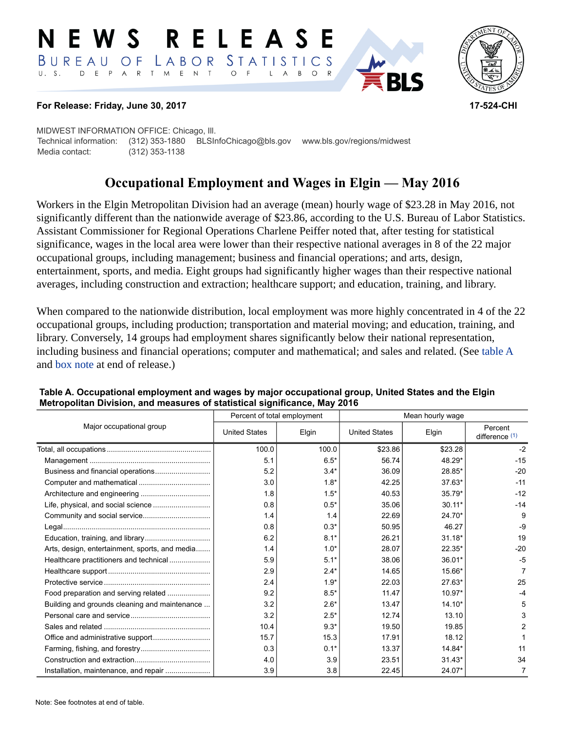# NEWS RELEASE

BUREAU OF LABOR STATISTICS
U. S. DEPARTMENT OF LABOR

**For Release: Friday, June 30, 2017** **17-524-CHI**

MIDWEST INFORMATION OFFICE: Chicago, Ill.
Technical information: (312) 353-1880 BLSInfoChicago@bls.gov www.bls.gov/regions/midwest
Media contact: (312) 353-1138

## Occupational Employment and Wages in Elgin — May 2016

Workers in the Elgin Metropolitan Division had an average (mean) hourly wage of $23.28 in May 2016, not significantly different than the nationwide average of $23.86, according to the U.S. Bureau of Labor Statistics. Assistant Commissioner for Regional Operations Charlene Peiffer noted that, after testing for statistical significance, wages in the local area were lower than their respective national averages in 8 of the 22 major occupational groups, including management; business and financial operations; and arts, design, entertainment, sports, and media. Eight groups had significantly higher wages than their respective national averages, including construction and extraction; healthcare support; and education, training, and library.

When compared to the nationwide distribution, local employment was more highly concentrated in 4 of the 22 occupational groups, including production; transportation and material moving; and education, training, and library. Conversely, 14 groups had employment shares significantly below their national representation, including business and financial operations; computer and mathematical; and sales and related. (See table A and box note at end of release.)

**Table A. Occupational employment and wages by major occupational group, United States and the Elgin Metropolitan Division, and measures of statistical significance, May 2016**

| Major occupational group | Percent of total employment | | Mean hourly wage | | |
|---|---|---|---|---|---|
| | United States | Elgin | United States | Elgin | Percent difference (1) |
| Total, all occupations | 100.0 | 100.0 | $23.86 | $23.28 | -2 |
| Management | 5.1 | 6.5* | 56.74 | 48.29* | -15 |
| Business and financial operations | 5.2 | 3.4* | 36.09 | 28.85* | -20 |
| Computer and mathematical | 3.0 | 1.8* | 42.25 | 37.63* | -11 |
| Architecture and engineering | 1.8 | 1.5* | 40.53 | 35.79* | -12 |
| Life, physical, and social science | 0.8 | 0.5* | 35.06 | 30.11* | -14 |
| Community and social service | 1.4 | 1.4 | 22.69 | 24.70* | 9 |
| Legal | 0.8 | 0.3* | 50.95 | 46.27 | -9 |
| Education, training, and library | 6.2 | 8.1* | 26.21 | 31.18* | 19 |
| Arts, design, entertainment, sports, and media | 1.4 | 1.0* | 28.07 | 22.35* | -20 |
| Healthcare practitioners and technical | 5.9 | 5.1* | 38.06 | 36.01* | -5 |
| Healthcare support | 2.9 | 2.4* | 14.65 | 15.66* | 7 |
| Protective service | 2.4 | 1.9* | 22.03 | 27.63* | 25 |
| Food preparation and serving related | 9.2 | 8.5* | 11.47 | 10.97* | -4 |
| Building and grounds cleaning and maintenance | 3.2 | 2.6* | 13.47 | 14.10* | 5 |
| Personal care and service | 3.2 | 2.5* | 12.74 | 13.10 | 3 |
| Sales and related | 10.4 | 9.3* | 19.50 | 19.85 | 2 |
| Office and administrative support | 15.7 | 15.3 | 17.91 | 18.12 | 1 |
| Farming, fishing, and forestry | 0.3 | 0.1* | 13.37 | 14.84* | 11 |
| Construction and extraction | 4.0 | 3.9 | 23.51 | 31.43* | 34 |
| Installation, maintenance, and repair | 3.9 | 3.8 | 22.45 | 24.07* | 7 |

Note: See footnotes at end of table.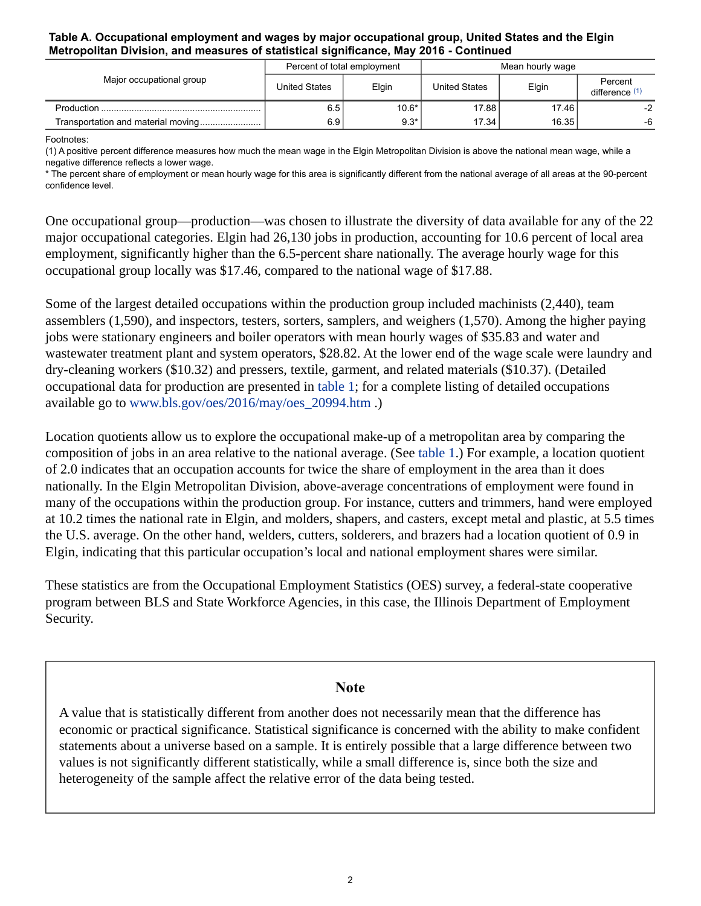**Table A. Occupational employment and wages by major occupational group, United States and the Elgin Metropolitan Division, and measures of statistical significance, May 2016 - Continued**

| Major occupational group | Percent of total employment | | Mean hourly wage | | |
|---|---|---|---|---|---|
| | United States | Elgin | United States | Elgin | Percent difference (1) |
| Production | 6.5 | 10.6* | 17.88 | 17.46 | -2 |
| Transportation and material moving | 6.9 | 9.3* | 17.34 | 16.35 | -6 |

Footnotes:
(1) A positive percent difference measures how much the mean wage in the Elgin Metropolitan Division is above the national mean wage, while a negative difference reflects a lower wage.
* The percent share of employment or mean hourly wage for this area is significantly different from the national average of all areas at the 90-percent confidence level.

One occupational group—production—was chosen to illustrate the diversity of data available for any of the 22 major occupational categories. Elgin had 26,130 jobs in production, accounting for 10.6 percent of local area employment, significantly higher than the 6.5-percent share nationally. The average hourly wage for this occupational group locally was $17.46, compared to the national wage of $17.88.

Some of the largest detailed occupations within the production group included machinists (2,440), team assemblers (1,590), and inspectors, testers, sorters, samplers, and weighers (1,570). Among the higher paying jobs were stationary engineers and boiler operators with mean hourly wages of $35.83 and water and wastewater treatment plant and system operators, $28.82. At the lower end of the wage scale were laundry and dry-cleaning workers ($10.32) and pressers, textile, garment, and related materials ($10.37). (Detailed occupational data for production are presented in table 1; for a complete listing of detailed occupations available go to www.bls.gov/oes/2016/may/oes_20994.htm .)

Location quotients allow us to explore the occupational make-up of a metropolitan area by comparing the composition of jobs in an area relative to the national average. (See table 1.) For example, a location quotient of 2.0 indicates that an occupation accounts for twice the share of employment in the area than it does nationally. In the Elgin Metropolitan Division, above-average concentrations of employment were found in many of the occupations within the production group. For instance, cutters and trimmers, hand were employed at 10.2 times the national rate in Elgin, and molders, shapers, and casters, except metal and plastic, at 5.5 times the U.S. average. On the other hand, welders, cutters, solderers, and brazers had a location quotient of 0.9 in Elgin, indicating that this particular occupation's local and national employment shares were similar.

These statistics are from the Occupational Employment Statistics (OES) survey, a federal-state cooperative program between BLS and State Workforce Agencies, in this case, the Illinois Department of Employment Security.

## Note

A value that is statistically different from another does not necessarily mean that the difference has economic or practical significance. Statistical significance is concerned with the ability to make confident statements about a universe based on a sample. It is entirely possible that a large difference between two values is not significantly different statistically, while a small difference is, since both the size and heterogeneity of the sample affect the relative error of the data being tested.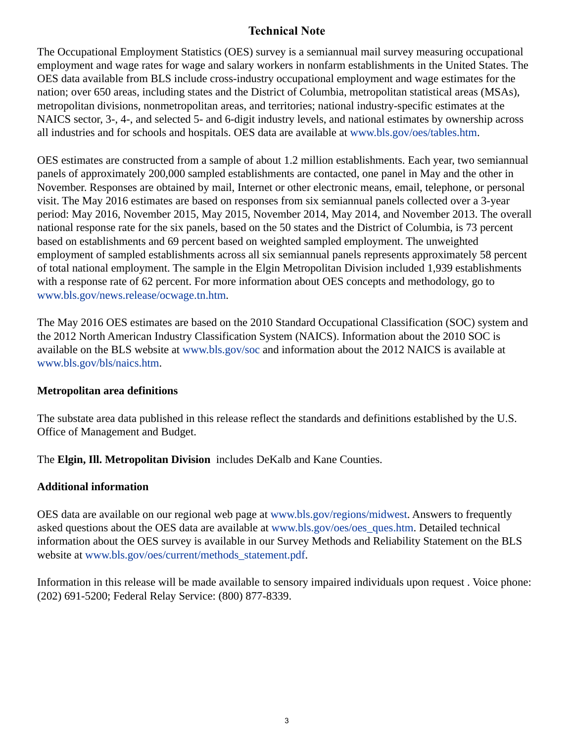## Technical Note

The Occupational Employment Statistics (OES) survey is a semiannual mail survey measuring occupational employment and wage rates for wage and salary workers in nonfarm establishments in the United States. The OES data available from BLS include cross-industry occupational employment and wage estimates for the nation; over 650 areas, including states and the District of Columbia, metropolitan statistical areas (MSAs), metropolitan divisions, nonmetropolitan areas, and territories; national industry-specific estimates at the NAICS sector, 3-, 4-, and selected 5- and 6-digit industry levels, and national estimates by ownership across all industries and for schools and hospitals. OES data are available at www.bls.gov/oes/tables.htm.

OES estimates are constructed from a sample of about 1.2 million establishments. Each year, two semiannual panels of approximately 200,000 sampled establishments are contacted, one panel in May and the other in November. Responses are obtained by mail, Internet or other electronic means, email, telephone, or personal visit. The May 2016 estimates are based on responses from six semiannual panels collected over a 3-year period: May 2016, November 2015, May 2015, November 2014, May 2014, and November 2013. The overall national response rate for the six panels, based on the 50 states and the District of Columbia, is 73 percent based on establishments and 69 percent based on weighted sampled employment. The unweighted employment of sampled establishments across all six semiannual panels represents approximately 58 percent of total national employment. The sample in the Elgin Metropolitan Division included 1,939 establishments with a response rate of 62 percent. For more information about OES concepts and methodology, go to www.bls.gov/news.release/ocwage.tn.htm.

The May 2016 OES estimates are based on the 2010 Standard Occupational Classification (SOC) system and the 2012 North American Industry Classification System (NAICS). Information about the 2010 SOC is available on the BLS website at www.bls.gov/soc and information about the 2012 NAICS is available at www.bls.gov/bls/naics.htm.

### Metropolitan area definitions

The substate area data published in this release reflect the standards and definitions established by the U.S. Office of Management and Budget.

The **Elgin, Ill. Metropolitan Division** includes DeKalb and Kane Counties.

### Additional information

OES data are available on our regional web page at www.bls.gov/regions/midwest. Answers to frequently asked questions about the OES data are available at www.bls.gov/oes/oes_ques.htm. Detailed technical information about the OES survey is available in our Survey Methods and Reliability Statement on the BLS website at www.bls.gov/oes/current/methods_statement.pdf.

Information in this release will be made available to sensory impaired individuals upon request . Voice phone: (202) 691-5200; Federal Relay Service: (800) 877-8339.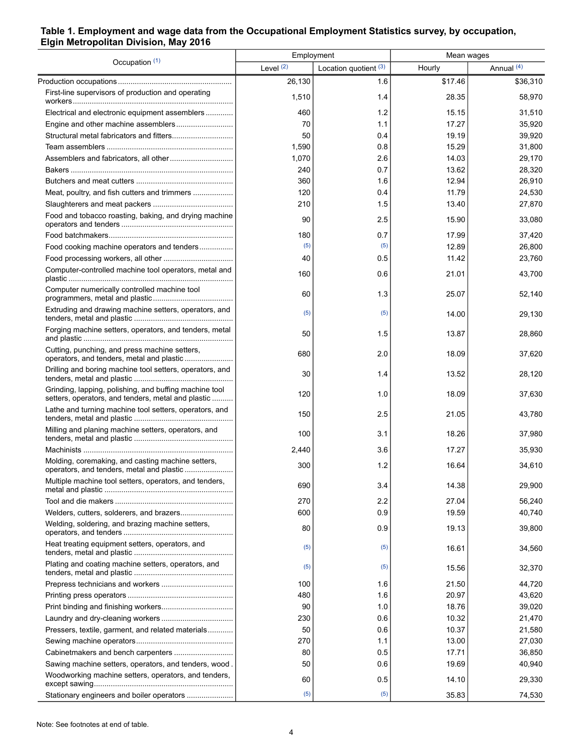**Table 1. Employment and wage data from the Occupational Employment Statistics survey, by occupation, Elgin Metropolitan Division, May 2016**

| Occupation (1) | Employment | | Mean wages | |
|---|---|---|---|---|
| | Level (2) | Location quotient (3) | Hourly | Annual (4) |
| Production occupations | 26,130 | 1.6 | $17.46 | $36,310 |
| First-line supervisors of production and operating workers | 1,510 | 1.4 | 28.35 | 58,970 |
| Electrical and electronic equipment assemblers | 460 | 1.2 | 15.15 | 31,510 |
| Engine and other machine assemblers | 70 | 1.1 | 17.27 | 35,920 |
| Structural metal fabricators and fitters | 50 | 0.4 | 19.19 | 39,920 |
| Team assemblers | 1,590 | 0.8 | 15.29 | 31,800 |
| Assemblers and fabricators, all other | 1,070 | 2.6 | 14.03 | 29,170 |
| Bakers | 240 | 0.7 | 13.62 | 28,320 |
| Butchers and meat cutters | 360 | 1.6 | 12.94 | 26,910 |
| Meat, poultry, and fish cutters and trimmers | 120 | 0.4 | 11.79 | 24,530 |
| Slaughterers and meat packers | 210 | 1.5 | 13.40 | 27,870 |
| Food and tobacco roasting, baking, and drying machine operators and tenders | 90 | 2.5 | 15.90 | 33,080 |
| Food batchmakers | 180 | 0.7 | 17.99 | 37,420 |
| Food cooking machine operators and tenders | (5) | (5) | 12.89 | 26,800 |
| Food processing workers, all other | 40 | 0.5 | 11.42 | 23,760 |
| Computer-controlled machine tool operators, metal and plastic | 160 | 0.6 | 21.01 | 43,700 |
| Computer numerically controlled machine tool programmers, metal and plastic | 60 | 1.3 | 25.07 | 52,140 |
| Extruding and drawing machine setters, operators, and tenders, metal and plastic | (5) | (5) | 14.00 | 29,130 |
| Forging machine setters, operators, and tenders, metal and plastic | 50 | 1.5 | 13.87 | 28,860 |
| Cutting, punching, and press machine setters, operators, and tenders, metal and plastic | 680 | 2.0 | 18.09 | 37,620 |
| Drilling and boring machine tool setters, operators, and tenders, metal and plastic | 30 | 1.4 | 13.52 | 28,120 |
| Grinding, lapping, polishing, and buffing machine tool setters, operators, and tenders, metal and plastic | 120 | 1.0 | 18.09 | 37,630 |
| Lathe and turning machine tool setters, operators, and tenders, metal and plastic | 150 | 2.5 | 21.05 | 43,780 |
| Milling and planing machine setters, operators, and tenders, metal and plastic | 100 | 3.1 | 18.26 | 37,980 |
| Machinists | 2,440 | 3.6 | 17.27 | 35,930 |
| Molding, coremaking, and casting machine setters, operators, and tenders, metal and plastic | 300 | 1.2 | 16.64 | 34,610 |
| Multiple machine tool setters, operators, and tenders, metal and plastic | 690 | 3.4 | 14.38 | 29,900 |
| Tool and die makers | 270 | 2.2 | 27.04 | 56,240 |
| Welders, cutters, solderers, and brazers | 600 | 0.9 | 19.59 | 40,740 |
| Welding, soldering, and brazing machine setters, operators, and tenders | 80 | 0.9 | 19.13 | 39,800 |
| Heat treating equipment setters, operators, and tenders, metal and plastic | (5) | (5) | 16.61 | 34,560 |
| Plating and coating machine setters, operators, and tenders, metal and plastic | (5) | (5) | 15.56 | 32,370 |
| Prepress technicians and workers | 100 | 1.6 | 21.50 | 44,720 |
| Printing press operators | 480 | 1.6 | 20.97 | 43,620 |
| Print binding and finishing workers | 90 | 1.0 | 18.76 | 39,020 |
| Laundry and dry-cleaning workers | 230 | 0.6 | 10.32 | 21,470 |
| Pressers, textile, garment, and related materials | 50 | 0.6 | 10.37 | 21,580 |
| Sewing machine operators | 270 | 1.1 | 13.00 | 27,030 |
| Cabinetmakers and bench carpenters | 80 | 0.5 | 17.71 | 36,850 |
| Sawing machine setters, operators, and tenders, wood | 50 | 0.6 | 19.69 | 40,940 |
| Woodworking machine setters, operators, and tenders, except sawing | 60 | 0.5 | 14.10 | 29,330 |
| Stationary engineers and boiler operators | (5) | (5) | 35.83 | 74,530 |

Note: See footnotes at end of table.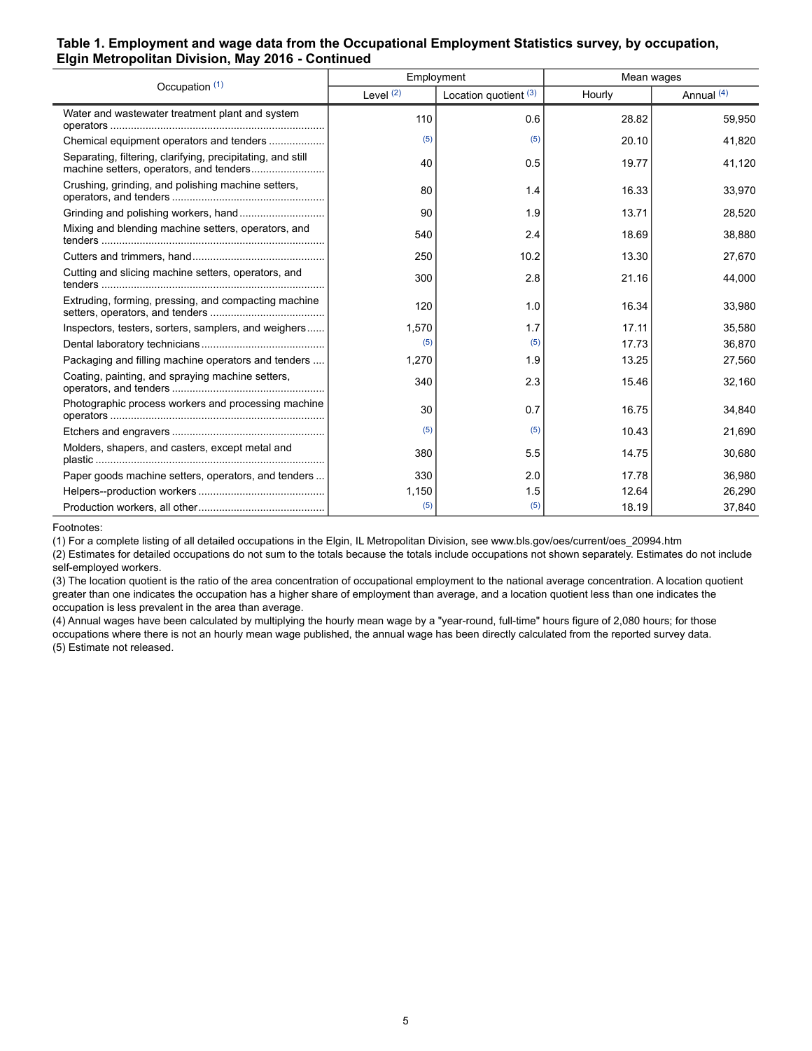**Table 1. Employment and wage data from the Occupational Employment Statistics survey, by occupation, Elgin Metropolitan Division, May 2016 - Continued**

| Occupation (1) | Employment | | Mean wages | |
|---|---|---|---|---|
| | Level (2) | Location quotient (3) | Hourly | Annual (4) |
| Water and wastewater treatment plant and system operators | 110 | 0.6 | 28.82 | 59,950 |
| Chemical equipment operators and tenders | (5) | (5) | 20.10 | 41,820 |
| Separating, filtering, clarifying, precipitating, and still machine setters, operators, and tenders | 40 | 0.5 | 19.77 | 41,120 |
| Crushing, grinding, and polishing machine setters, operators, and tenders | 80 | 1.4 | 16.33 | 33,970 |
| Grinding and polishing workers, hand | 90 | 1.9 | 13.71 | 28,520 |
| Mixing and blending machine setters, operators, and tenders | 540 | 2.4 | 18.69 | 38,880 |
| Cutters and trimmers, hand | 250 | 10.2 | 13.30 | 27,670 |
| Cutting and slicing machine setters, operators, and tenders | 300 | 2.8 | 21.16 | 44,000 |
| Extruding, forming, pressing, and compacting machine setters, operators, and tenders | 120 | 1.0 | 16.34 | 33,980 |
| Inspectors, testers, sorters, samplers, and weighers | 1,570 | 1.7 | 17.11 | 35,580 |
| Dental laboratory technicians | (5) | (5) | 17.73 | 36,870 |
| Packaging and filling machine operators and tenders | 1,270 | 1.9 | 13.25 | 27,560 |
| Coating, painting, and spraying machine setters, operators, and tenders | 340 | 2.3 | 15.46 | 32,160 |
| Photographic process workers and processing machine operators | 30 | 0.7 | 16.75 | 34,840 |
| Etchers and engravers | (5) | (5) | 10.43 | 21,690 |
| Molders, shapers, and casters, except metal and plastic | 380 | 5.5 | 14.75 | 30,680 |
| Paper goods machine setters, operators, and tenders | 330 | 2.0 | 17.78 | 36,980 |
| Helpers--production workers | 1,150 | 1.5 | 12.64 | 26,290 |
| Production workers, all other | (5) | (5) | 18.19 | 37,840 |

Footnotes:
(1) For a complete listing of all detailed occupations in the Elgin, IL Metropolitan Division, see www.bls.gov/oes/current/oes_20994.htm
(2) Estimates for detailed occupations do not sum to the totals because the totals include occupations not shown separately. Estimates do not include self-employed workers.
(3) The location quotient is the ratio of the area concentration of occupational employment to the national average concentration. A location quotient greater than one indicates the occupation has a higher share of employment than average, and a location quotient less than one indicates the occupation is less prevalent in the area than average.
(4) Annual wages have been calculated by multiplying the hourly mean wage by a "year-round, full-time" hours figure of 2,080 hours; for those occupations where there is not an hourly mean wage published, the annual wage has been directly calculated from the reported survey data.
(5) Estimate not released.